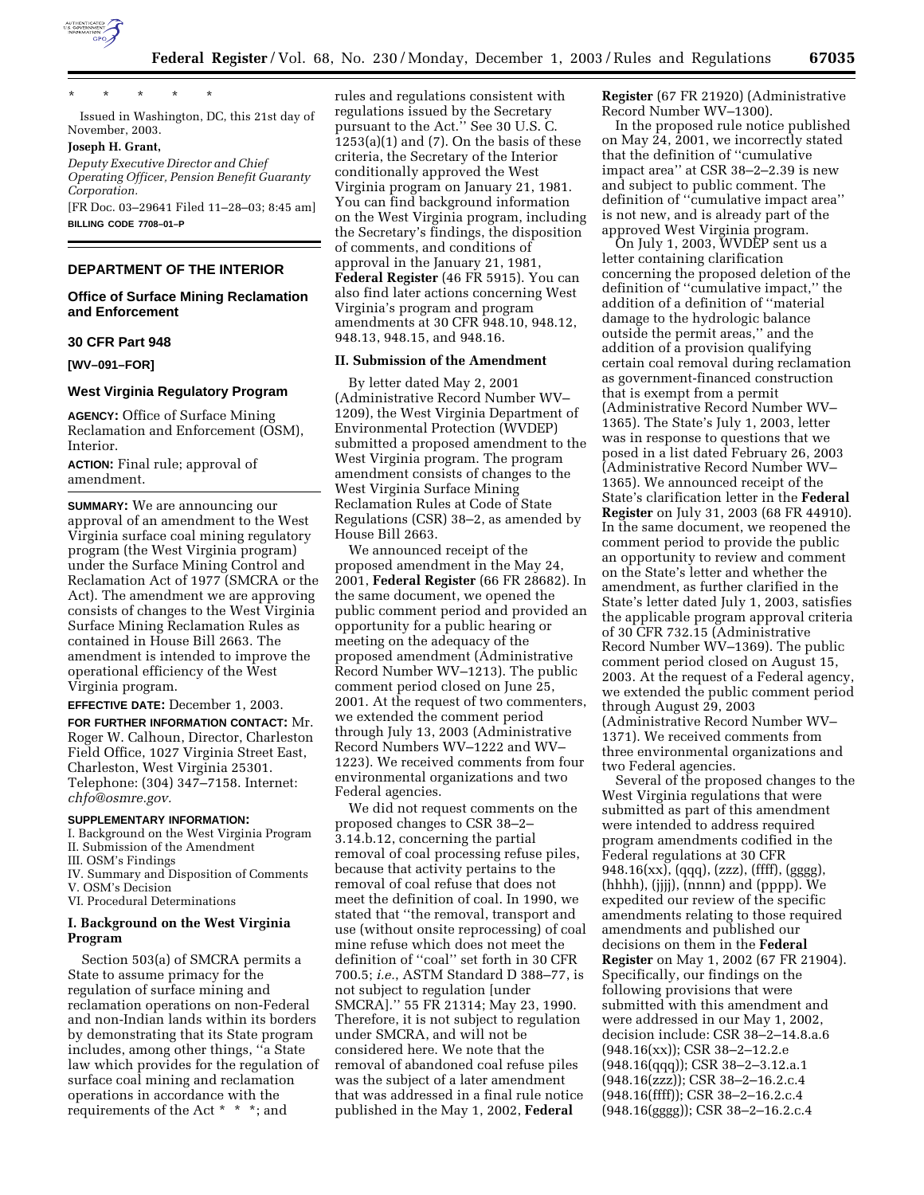\* \* \* \* \*

Issued in Washington, DC, this 21st day of November, 2003.

**Joseph H. Grant,**

*Deputy Executive Director and Chief Operating Officer, Pension Benefit Guaranty Corporation.*

[FR Doc. 03–29641 Filed 11–28–03; 8:45 am]

**BILLING CODE 7708–01–P**

## DEPARTMENT OF THE INTERIOR

### Office of Surface Mining Reclamation and Enforcement

### 30 CFR Part 948

**[WV–091–FOR]**

### West Virginia Regulatory Program

**AGENCY:** Office of Surface Mining Reclamation and Enforcement (OSM), Interior.

**ACTION:** Final rule; approval of amendment.

**SUMMARY:** We are announcing our approval of an amendment to the West Virginia surface coal mining regulatory program (the West Virginia program) under the Surface Mining Control and Reclamation Act of 1977 (SMCRA or the Act). The amendment we are approving consists of changes to the West Virginia Surface Mining Reclamation Rules as contained in House Bill 2663. The amendment is intended to improve the operational efficiency of the West Virginia program.

**EFFECTIVE DATE:** December 1, 2003.

**FOR FURTHER INFORMATION CONTACT:** Mr. Roger W. Calhoun, Director, Charleston Field Office, 1027 Virginia Street East, Charleston, West Virginia 25301. Telephone: (304) 347–7158. Internet: *chfo@osmre.gov.*

**SUPPLEMENTARY INFORMATION:**

I. Background on the West Virginia Program
II. Submission of the Amendment
III. OSM's Findings
IV. Summary and Disposition of Comments
V. OSM's Decision
VI. Procedural Determinations

#### I. Background on the West Virginia Program

Section 503(a) of SMCRA permits a State to assume primacy for the regulation of surface mining and reclamation operations on non-Federal and non-Indian lands within its borders by demonstrating that its State program includes, among other things, ''a State law which provides for the regulation of surface coal mining and reclamation operations in accordance with the requirements of the Act \* \* \*; and rules and regulations consistent with regulations issued by the Secretary pursuant to the Act.'' See 30 U.S. C. 1253(a)(1) and (7). On the basis of these criteria, the Secretary of the Interior conditionally approved the West Virginia program on January 21, 1981. You can find background information on the West Virginia program, including the Secretary's findings, the disposition of comments, and conditions of approval in the January 21, 1981, **Federal Register** (46 FR 5915). You can also find later actions concerning West Virginia's program and program amendments at 30 CFR 948.10, 948.12, 948.13, 948.15, and 948.16.

#### II. Submission of the Amendment

By letter dated May 2, 2001 (Administrative Record Number WV–1209), the West Virginia Department of Environmental Protection (WVDEP) submitted a proposed amendment to the West Virginia program. The program amendment consists of changes to the West Virginia Surface Mining Reclamation Rules at Code of State Regulations (CSR) 38–2, as amended by House Bill 2663.

We announced receipt of the proposed amendment in the May 24, 2001, **Federal Register** (66 FR 28682). In the same document, we opened the public comment period and provided an opportunity for a public hearing or meeting on the adequacy of the proposed amendment (Administrative Record Number WV–1213). The public comment period closed on June 25, 2001. At the request of two commenters, we extended the comment period through July 13, 2003 (Administrative Record Numbers WV–1222 and WV–1223). We received comments from four environmental organizations and two Federal agencies.

We did not request comments on the proposed changes to CSR 38–2–3.14.b.12, concerning the partial removal of coal processing refuse piles, because that activity pertains to the removal of coal refuse that does not meet the definition of coal. In 1990, we stated that ''the removal, transport and use (without onsite reprocessing) of coal mine refuse which does not meet the definition of ''coal'' set forth in 30 CFR 700.5; *i.e.*, ASTM Standard D 388–77, is not subject to regulation [under SMCRA].'' 55 FR 21314; May 23, 1990. Therefore, it is not subject to regulation under SMCRA, and will not be considered here. We note that the removal of abandoned coal refuse piles was the subject of a later amendment that was addressed in a final rule notice published in the May 1, 2002, **Federal Register** (67 FR 21920) (Administrative Record Number WV–1300).

In the proposed rule notice published on May 24, 2001, we incorrectly stated that the definition of ''cumulative impact area'' at CSR 38–2–2.39 is new and subject to public comment. The definition of ''cumulative impact area'' is not new, and is already part of the approved West Virginia program.

On July 1, 2003, WVDEP sent us a letter containing clarification concerning the proposed deletion of the definition of ''cumulative impact,'' the addition of a definition of ''material damage to the hydrologic balance outside the permit areas,'' and the addition of a provision qualifying certain coal removal during reclamation as government-financed construction that is exempt from a permit (Administrative Record Number WV–1365). The State's July 1, 2003, letter was in response to questions that we posed in a list dated February 26, 2003 (Administrative Record Number WV–1365). We announced receipt of the State's clarification letter in the **Federal Register** on July 31, 2003 (68 FR 44910). In the same document, we reopened the comment period to provide the public an opportunity to review and comment on the State's letter and whether the amendment, as further clarified in the State's letter dated July 1, 2003, satisfies the applicable program approval criteria of 30 CFR 732.15 (Administrative Record Number WV–1369). The public comment period closed on August 15, 2003. At the request of a Federal agency, we extended the public comment period through August 29, 2003 (Administrative Record Number WV–1371). We received comments from three environmental organizations and two Federal agencies.

Several of the proposed changes to the West Virginia regulations that were submitted as part of this amendment were intended to address required program amendments codified in the Federal regulations at 30 CFR 948.16(xx), (qqq), (zzz), (ffff), (gggg), (hhhh), (jjjj), (nnnn) and (pppp). We expedited our review of the specific amendments relating to those required amendments and published our decisions on them in the **Federal Register** on May 1, 2002 (67 FR 21904). Specifically, our findings on the following provisions that were submitted with this amendment and were addressed in our May 1, 2002, decision include: CSR 38–2–14.8.a.6 (948.16(xx)); CSR 38–2–12.2.e (948.16(qqq)); CSR 38–2–3.12.a.1 (948.16(zzz)); CSR 38–2–16.2.c.4 (948.16(ffff)); CSR 38–2–16.2.c.4 (948.16(gggg)); CSR 38–2–16.2.c.4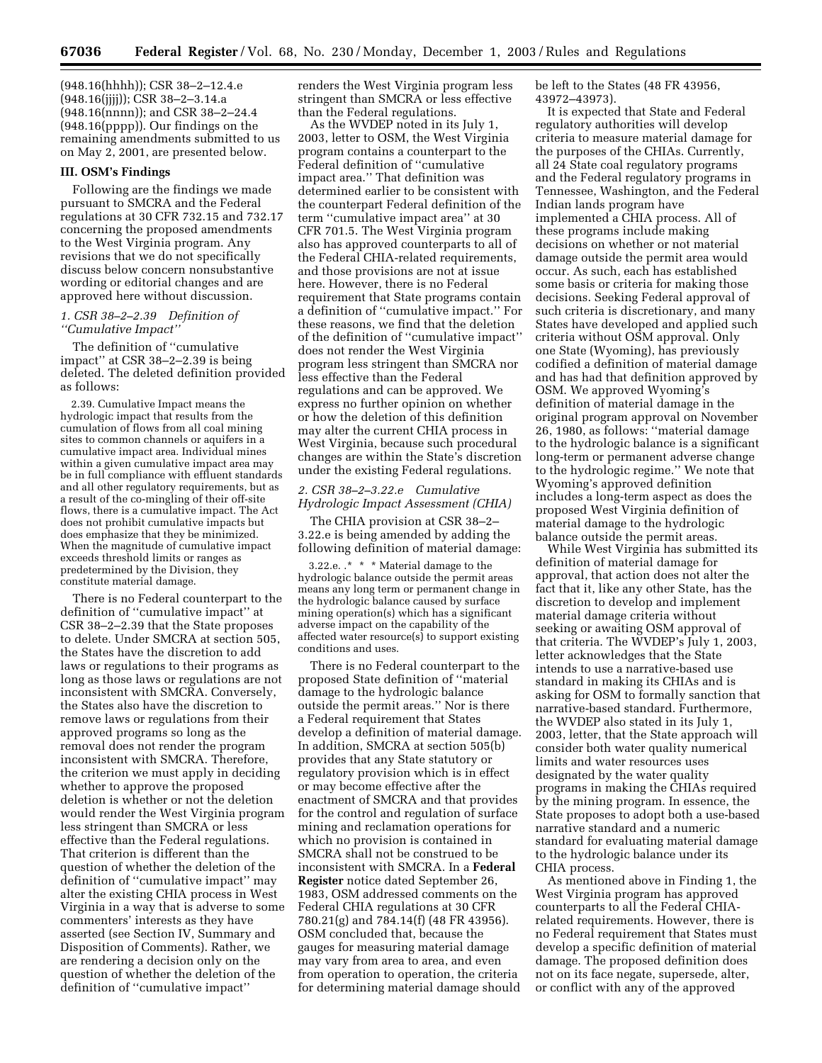(948.16(hhhh)); CSR 38–2–12.4.e (948.16(jjjj)); CSR 38–2–3.14.a (948.16(nnnn)); and CSR 38–2–24.4 (948.16(pppp)). Our findings on the remaining amendments submitted to us on May 2, 2001, are presented below.

## III. OSM's Findings

Following are the findings we made pursuant to SMCRA and the Federal regulations at 30 CFR 732.15 and 732.17 concerning the proposed amendments to the West Virginia program. Any revisions that we do not specifically discuss below concern nonsubstantive wording or editorial changes and are approved here without discussion.

### *1. CSR 38–2–2.39 Definition of ''Cumulative Impact''*

The definition of ''cumulative impact'' at CSR 38–2–2.39 is being deleted. The deleted definition provided as follows:

> 2.39. Cumulative Impact means the hydrologic impact that results from the cumulation of flows from all coal mining sites to common channels or aquifers in a cumulative impact area. Individual mines within a given cumulative impact area may be in full compliance with effluent standards and all other regulatory requirements, but as a result of the co-mingling of their off-site flows, there is a cumulative impact. The Act does not prohibit cumulative impacts but does emphasize that they be minimized. When the magnitude of cumulative impact exceeds threshold limits or ranges as predetermined by the Division, they constitute material damage.

There is no Federal counterpart to the definition of ''cumulative impact'' at CSR 38–2–2.39 that the State proposes to delete. Under SMCRA at section 505, the States have the discretion to add laws or regulations to their programs as long as those laws or regulations are not inconsistent with SMCRA. Conversely, the States also have the discretion to remove laws or regulations from their approved programs so long as the removal does not render the program inconsistent with SMCRA. Therefore, the criterion we must apply in deciding whether to approve the proposed deletion is whether or not the deletion would render the West Virginia program less stringent than SMCRA or less effective than the Federal regulations. That criterion is different than the question of whether the deletion of the definition of ''cumulative impact'' may alter the existing CHIA process in West Virginia in a way that is adverse to some commenters' interests as they have asserted (see Section IV, Summary and Disposition of Comments). Rather, we are rendering a decision only on the question of whether the deletion of the definition of ''cumulative impact'' renders the West Virginia program less stringent than SMCRA or less effective than the Federal regulations.

As the WVDEP noted in its July 1, 2003, letter to OSM, the West Virginia program contains a counterpart to the Federal definition of ''cumulative impact area.'' That definition was determined earlier to be consistent with the counterpart Federal definition of the term ''cumulative impact area'' at 30 CFR 701.5. The West Virginia program also has approved counterparts to all of the Federal CHIA-related requirements, and those provisions are not at issue here. However, there is no Federal requirement that State programs contain a definition of ''cumulative impact.'' For these reasons, we find that the deletion of the definition of ''cumulative impact'' does not render the West Virginia program less stringent than SMCRA nor less effective than the Federal regulations and can be approved. We express no further opinion on whether or how the deletion of this definition may alter the current CHIA process in West Virginia, because such procedural changes are within the State's discretion under the existing Federal regulations.

### *2. CSR 38–2–3.22.e Cumulative Hydrologic Impact Assessment (CHIA)*

The CHIA provision at CSR 38–2–3.22.e is being amended by adding the following definition of material damage:

> 3.22.e. .* * * Material damage to the hydrologic balance outside the permit areas means any long term or permanent change in the hydrologic balance caused by surface mining operation(s) which has a significant adverse impact on the capability of the affected water resource(s) to support existing conditions and uses.

There is no Federal counterpart to the proposed State definition of ''material damage to the hydrologic balance outside the permit areas.'' Nor is there a Federal requirement that States develop a definition of material damage. In addition, SMCRA at section 505(b) provides that any State statutory or regulatory provision which is in effect or may become effective after the enactment of SMCRA and that provides for the control and regulation of surface mining and reclamation operations for which no provision is contained in SMCRA shall not be construed to be inconsistent with SMCRA. In a **Federal Register** notice dated September 26, 1983, OSM addressed comments on the Federal CHIA regulations at 30 CFR 780.21(g) and 784.14(f) (48 FR 43956). OSM concluded that, because the gauges for measuring material damage may vary from area to area, and even from operation to operation, the criteria for determining material damage should be left to the States (48 FR 43956, 43972–43973).

It is expected that State and Federal regulatory authorities will develop criteria to measure material damage for the purposes of the CHIAs. Currently, all 24 State coal regulatory programs and the Federal regulatory programs in Tennessee, Washington, and the Federal Indian lands program have implemented a CHIA process. All of these programs include making decisions on whether or not material damage outside the permit area would occur. As such, each has established some basis or criteria for making those decisions. Seeking Federal approval of such criteria is discretionary, and many States have developed and applied such criteria without OSM approval. Only one State (Wyoming), has previously codified a definition of material damage and has had that definition approved by OSM. We approved Wyoming's definition of material damage in the original program approval on November 26, 1980, as follows: ''material damage to the hydrologic balance is a significant long-term or permanent adverse change to the hydrologic regime.'' We note that Wyoming's approved definition includes a long-term aspect as does the proposed West Virginia definition of material damage to the hydrologic balance outside the permit areas.

While West Virginia has submitted its definition of material damage for approval, that action does not alter the fact that it, like any other State, has the discretion to develop and implement material damage criteria without seeking or awaiting OSM approval of that criteria. The WVDEP's July 1, 2003, letter acknowledges that the State intends to use a narrative-based use standard in making its CHIAs and is asking for OSM to formally sanction that narrative-based standard. Furthermore, the WVDEP also stated in its July 1, 2003, letter, that the State approach will consider both water quality numerical limits and water resources uses designated by the water quality programs in making the CHIAs required by the mining program. In essence, the State proposes to adopt both a use-based narrative standard and a numeric standard for evaluating material damage to the hydrologic balance under its CHIA process.

As mentioned above in Finding 1, the West Virginia program has approved counterparts to all the Federal CHIA-related requirements. However, there is no Federal requirement that States must develop a specific definition of material damage. The proposed definition does not on its face negate, supersede, alter, or conflict with any of the approved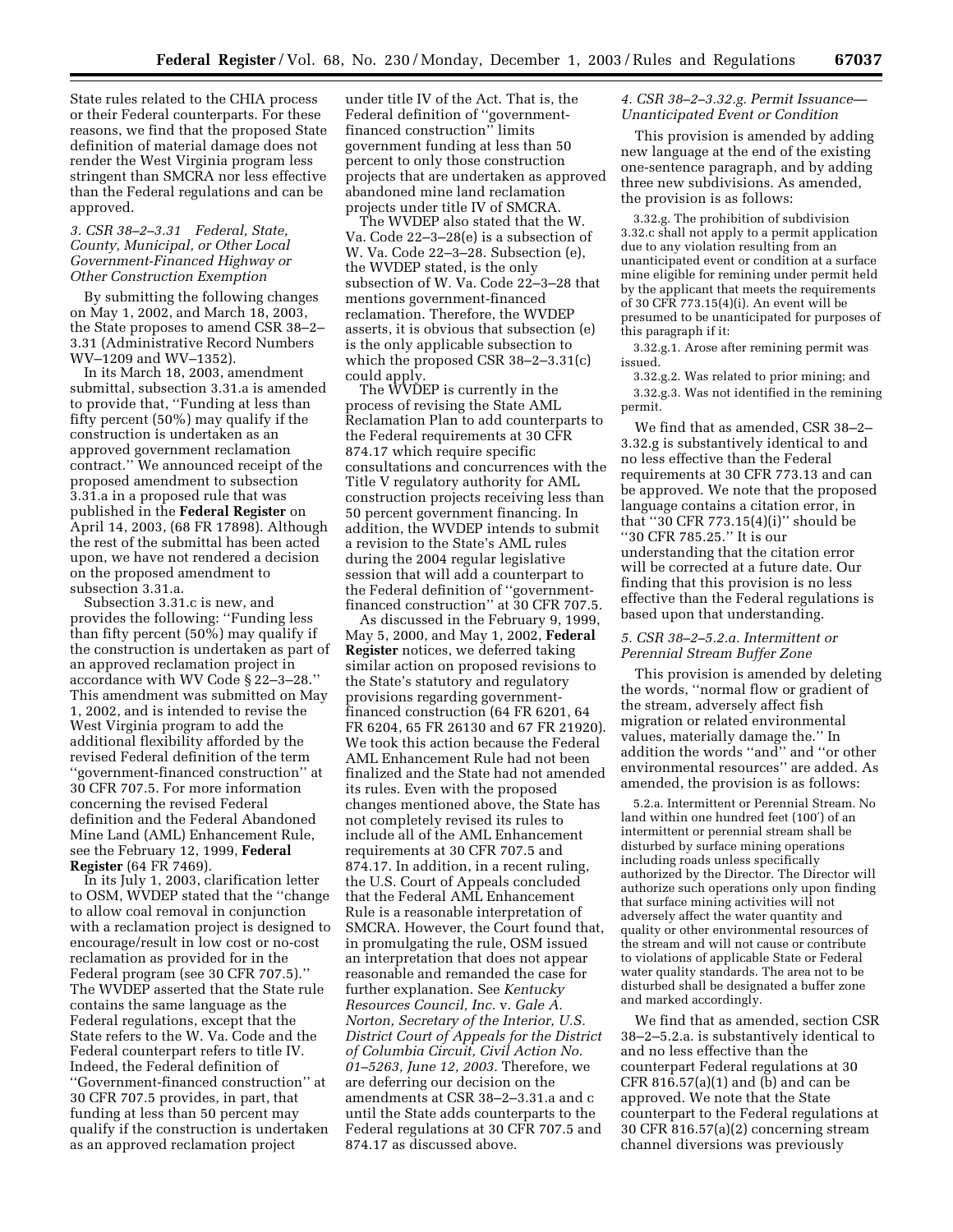State rules related to the CHIA process or their Federal counterparts. For these reasons, we find that the proposed State definition of material damage does not render the West Virginia program less stringent than SMCRA nor less effective than the Federal regulations and can be approved.

### *3. CSR 38–2–3.31 Federal, State, County, Municipal, or Other Local Government-Financed Highway or Other Construction Exemption*

By submitting the following changes on May 1, 2002, and March 18, 2003, the State proposes to amend CSR 38–2–3.31 (Administrative Record Numbers WV–1209 and WV–1352).

In its March 18, 2003, amendment submittal, subsection 3.31.a is amended to provide that, ''Funding at less than fifty percent (50%) may qualify if the construction is undertaken as an approved government reclamation contract.'' We announced receipt of the proposed amendment to subsection 3.31.a in a proposed rule that was published in the **Federal Register** on April 14, 2003, (68 FR 17898). Although the rest of the submittal has been acted upon, we have not rendered a decision on the proposed amendment to subsection 3.31.a.

Subsection 3.31.c is new, and provides the following: ''Funding less than fifty percent (50%) may qualify if the construction is undertaken as part of an approved reclamation project in accordance with WV Code § 22–3–28.'' This amendment was submitted on May 1, 2002, and is intended to revise the West Virginia program to add the additional flexibility afforded by the revised Federal definition of the term ''government-financed construction'' at 30 CFR 707.5. For more information concerning the revised Federal definition and the Federal Abandoned Mine Land (AML) Enhancement Rule, see the February 12, 1999, **Federal Register** (64 FR 7469).

In its July 1, 2003, clarification letter to OSM, WVDEP stated that the ''change to allow coal removal in conjunction with a reclamation project is designed to encourage/result in low cost or no-cost reclamation as provided for in the Federal program (see 30 CFR 707.5).'' The WVDEP asserted that the State rule contains the same language as the Federal regulations, except that the State refers to the W. Va. Code and the Federal counterpart refers to title IV. Indeed, the Federal definition of ''Government-financed construction'' at 30 CFR 707.5 provides, in part, that funding at less than 50 percent may qualify if the construction is undertaken as an approved reclamation project under title IV of the Act. That is, the Federal definition of ''government-financed construction'' limits government funding at less than 50 percent to only those construction projects that are undertaken as approved abandoned mine land reclamation projects under title IV of SMCRA.

The WVDEP also stated that the W. Va. Code 22–3–28(e) is a subsection of W. Va. Code 22–3–28. Subsection (e), the WVDEP stated, is the only subsection of W. Va. Code 22–3–28 that mentions government-financed reclamation. Therefore, the WVDEP asserts, it is obvious that subsection (e) is the only applicable subsection to which the proposed CSR 38–2–3.31(c) could apply.

The WVDEP is currently in the process of revising the State AML Reclamation Plan to add counterparts to the Federal requirements at 30 CFR 874.17 which require specific consultations and concurrences with the Title V regulatory authority for AML construction projects receiving less than 50 percent government financing. In addition, the WVDEP intends to submit a revision to the State's AML rules during the 2004 regular legislative session that will add a counterpart to the Federal definition of ''government-financed construction'' at 30 CFR 707.5.

As discussed in the February 9, 1999, May 5, 2000, and May 1, 2002, **Federal Register** notices, we deferred taking similar action on proposed revisions to the State's statutory and regulatory provisions regarding government-financed construction (64 FR 6201, 64 FR 6204, 65 FR 26130 and 67 FR 21920). We took this action because the Federal AML Enhancement Rule had not been finalized and the State had not amended its rules. Even with the proposed changes mentioned above, the State has not completely revised its rules to include all of the AML Enhancement requirements at 30 CFR 707.5 and 874.17. In addition, in a recent ruling, the U.S. Court of Appeals concluded that the Federal AML Enhancement Rule is a reasonable interpretation of SMCRA. However, the Court found that, in promulgating the rule, OSM issued an interpretation that does not appear reasonable and remanded the case for further explanation. See *Kentucky Resources Council, Inc.* v. *Gale A. Norton, Secretary of the Interior, U.S. District Court of Appeals for the District of Columbia Circuit, Civil Action No. 01–5263, June 12, 2003.* Therefore, we are deferring our decision on the amendments at CSR 38–2–3.31.a and c until the State adds counterparts to the Federal regulations at 30 CFR 707.5 and 874.17 as discussed above.

### *4. CSR 38–2–3.32.g. Permit Issuance—Unanticipated Event or Condition*

This provision is amended by adding new language at the end of the existing one-sentence paragraph, and by adding three new subdivisions. As amended, the provision is as follows:

> 3.32.g. The prohibition of subdivision 3.32.c shall not apply to a permit application due to any violation resulting from an unanticipated event or condition at a surface mine eligible for remining under permit held by the applicant that meets the requirements of 30 CFR 773.15(4)(i). An event will be presumed to be unanticipated for purposes of this paragraph if it:
>
> 3.32.g.1. Arose after remining permit was issued.
>
> 3.32.g.2. Was related to prior mining; and
>
> 3.32.g.3. Was not identified in the remining permit.

We find that as amended, CSR 38–2–3.32.g is substantively identical to and no less effective than the Federal requirements at 30 CFR 773.13 and can be approved. We note that the proposed language contains a citation error, in that ''30 CFR 773.15(4)(i)'' should be ''30 CFR 785.25.'' It is our understanding that the citation error will be corrected at a future date. Our finding that this provision is no less effective than the Federal regulations is based upon that understanding.

### *5. CSR 38–2–5.2.a. Intermittent or Perennial Stream Buffer Zone*

This provision is amended by deleting the words, ''normal flow or gradient of the stream, adversely affect fish migration or related environmental values, materially damage the.'' In addition the words ''and'' and ''or other environmental resources'' are added. As amended, the provision is as follows:

> 5.2.a. Intermittent or Perennial Stream. No land within one hundred feet (100′) of an intermittent or perennial stream shall be disturbed by surface mining operations including roads unless specifically authorized by the Director. The Director will authorize such operations only upon finding that surface mining activities will not adversely affect the water quantity and quality or other environmental resources of the stream and will not cause or contribute to violations of applicable State or Federal water quality standards. The area not to be disturbed shall be designated a buffer zone and marked accordingly.

We find that as amended, section CSR 38–2–5.2.a. is substantively identical to and no less effective than the counterpart Federal regulations at 30 CFR 816.57(a)(1) and (b) and can be approved. We note that the State counterpart to the Federal regulations at 30 CFR 816.57(a)(2) concerning stream channel diversions was previously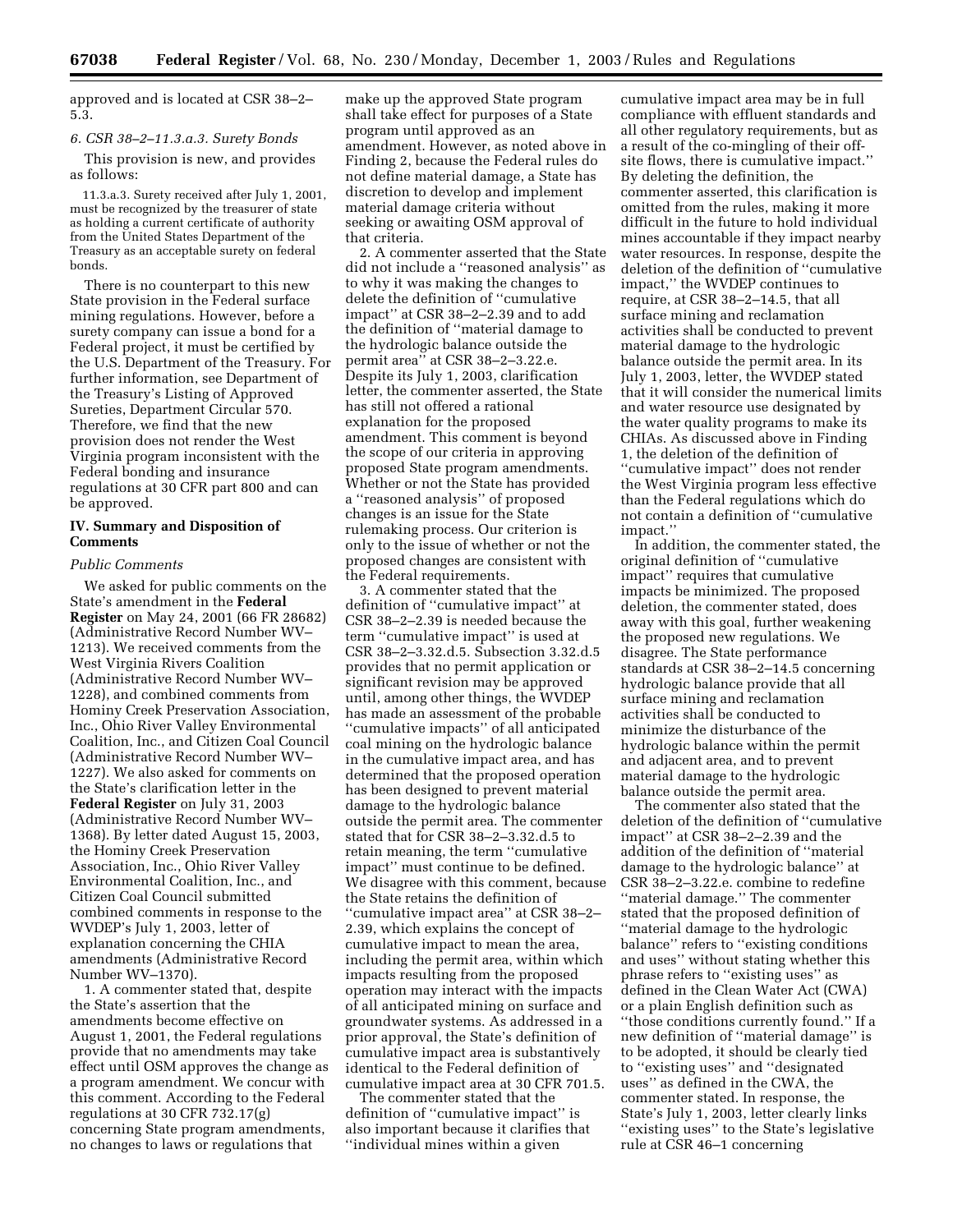approved and is located at CSR 38–2–5.3.

*6. CSR 38–2–11.3.a.3. Surety Bonds*

This provision is new, and provides as follows:

> 11.3.a.3. Surety received after July 1, 2001, must be recognized by the treasurer of state as holding a current certificate of authority from the United States Department of the Treasury as an acceptable surety on federal bonds.

There is no counterpart to this new State provision in the Federal surface mining regulations. However, before a surety company can issue a bond for a Federal project, it must be certified by the U.S. Department of the Treasury. For further information, see Department of the Treasury's Listing of Approved Sureties, Department Circular 570. Therefore, we find that the new provision does not render the West Virginia program inconsistent with the Federal bonding and insurance regulations at 30 CFR part 800 and can be approved.

## IV. Summary and Disposition of Comments

*Public Comments*

We asked for public comments on the State's amendment in the **Federal Register** on May 24, 2001 (66 FR 28682) (Administrative Record Number WV–1213). We received comments from the West Virginia Rivers Coalition (Administrative Record Number WV–1228), and combined comments from Hominy Creek Preservation Association, Inc., Ohio River Valley Environmental Coalition, Inc., and Citizen Coal Council (Administrative Record Number WV–1227). We also asked for comments on the State's clarification letter in the **Federal Register** on July 31, 2003 (Administrative Record Number WV–1368). By letter dated August 15, 2003, the Hominy Creek Preservation Association, Inc., Ohio River Valley Environmental Coalition, Inc., and Citizen Coal Council submitted combined comments in response to the WVDEP's July 1, 2003, letter of explanation concerning the CHIA amendments (Administrative Record Number WV–1370).

1. A commenter stated that, despite the State's assertion that the amendments become effective on August 1, 2001, the Federal regulations provide that no amendments may take effect until OSM approves the change as a program amendment. We concur with this comment. According to the Federal regulations at 30 CFR 732.17(g) concerning State program amendments, no changes to laws or regulations that make up the approved State program shall take effect for purposes of a State program until approved as an amendment. However, as noted above in Finding 2, because the Federal rules do not define material damage, a State has discretion to develop and implement material damage criteria without seeking or awaiting OSM approval of that criteria.

2. A commenter asserted that the State did not include a "reasoned analysis" as to why it was making the changes to delete the definition of "cumulative impact" at CSR 38–2–2.39 and to add the definition of "material damage to the hydrologic balance outside the permit area" at CSR 38–2–3.22.e. Despite its July 1, 2003, clarification letter, the commenter asserted, the State has still not offered a rational explanation for the proposed amendment. This comment is beyond the scope of our criteria in approving proposed State program amendments. Whether or not the State has provided a "reasoned analysis" of proposed changes is an issue for the State rulemaking process. Our criterion is only to the issue of whether or not the proposed changes are consistent with the Federal requirements.

3. A commenter stated that the definition of "cumulative impact" at CSR 38–2–2.39 is needed because the term "cumulative impact" is used at CSR 38–2–3.32.d.5. Subsection 3.32.d.5 provides that no permit application or significant revision may be approved until, among other things, the WVDEP has made an assessment of the probable "cumulative impacts" of all anticipated coal mining on the hydrologic balance in the cumulative impact area, and has determined that the proposed operation has been designed to prevent material damage to the hydrologic balance outside the permit area. The commenter stated that for CSR 38–2–3.32.d.5 to retain meaning, the term "cumulative impact" must continue to be defined. We disagree with this comment, because the State retains the definition of "cumulative impact area" at CSR 38–2–2.39, which explains the concept of cumulative impact to mean the area, including the permit area, within which impacts resulting from the proposed operation may interact with the impacts of all anticipated mining on surface and groundwater systems. As addressed in a prior approval, the State's definition of cumulative impact area is substantively identical to the Federal definition of cumulative impact area at 30 CFR 701.5.

The commenter stated that the definition of "cumulative impact" is also important because it clarifies that "individual mines within a given cumulative impact area may be in full compliance with effluent standards and all other regulatory requirements, but as a result of the co-mingling of their off-site flows, there is cumulative impact." By deleting the definition, the commenter asserted, this clarification is omitted from the rules, making it more difficult in the future to hold individual mines accountable if they impact nearby water resources. In response, despite the deletion of the definition of "cumulative impact," the WVDEP continues to require, at CSR 38–2–14.5, that all surface mining and reclamation activities shall be conducted to prevent material damage to the hydrologic balance outside the permit area. In its July 1, 2003, letter, the WVDEP stated that it will consider the numerical limits and water resource use designated by the water quality programs to make its CHIAs. As discussed above in Finding 1, the deletion of the definition of "cumulative impact" does not render the West Virginia program less effective than the Federal regulations which do not contain a definition of "cumulative impact."

In addition, the commenter stated, the original definition of "cumulative impact" requires that cumulative impacts be minimized. The proposed deletion, the commenter stated, does away with this goal, further weakening the proposed new regulations. We disagree. The State performance standards at CSR 38–2–14.5 concerning hydrologic balance provide that all surface mining and reclamation activities shall be conducted to minimize the disturbance of the hydrologic balance within the permit and adjacent area, and to prevent material damage to the hydrologic balance outside the permit area.

The commenter also stated that the deletion of the definition of "cumulative impact" at CSR 38–2–2.39 and the addition of the definition of "material damage to the hydrologic balance" at CSR 38–2–3.22.e. combine to redefine "material damage." The commenter stated that the proposed definition of "material damage to the hydrologic balance" refers to "existing conditions and uses" without stating whether this phrase refers to "existing uses" as defined in the Clean Water Act (CWA) or a plain English definition such as "those conditions currently found." If a new definition of "material damage" is to be adopted, it should be clearly tied to "existing uses" and "designated uses" as defined in the CWA, the commenter stated. In response, the State's July 1, 2003, letter clearly links "existing uses" to the State's legislative rule at CSR 46–1 concerning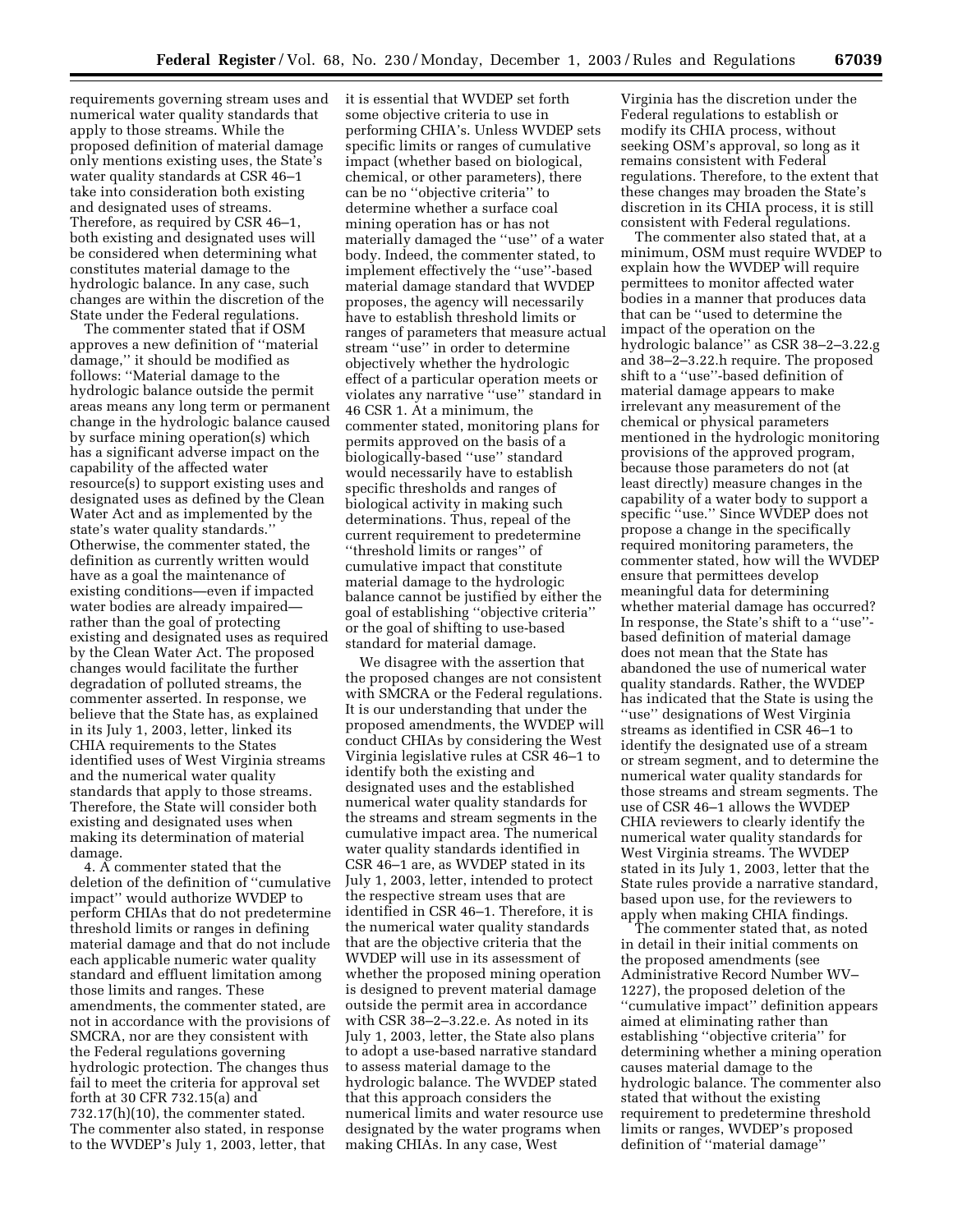requirements governing stream uses and numerical water quality standards that apply to those streams. While the proposed definition of material damage only mentions existing uses, the State's water quality standards at CSR 46–1 take into consideration both existing and designated uses of streams. Therefore, as required by CSR 46–1, both existing and designated uses will be considered when determining what constitutes material damage to the hydrologic balance. In any case, such changes are within the discretion of the State under the Federal regulations.

The commenter stated that if OSM approves a new definition of ''material damage,'' it should be modified as follows: ''Material damage to the hydrologic balance outside the permit areas means any long term or permanent change in the hydrologic balance caused by surface mining operation(s) which has a significant adverse impact on the capability of the affected water resource(s) to support existing uses and designated uses as defined by the Clean Water Act and as implemented by the state's water quality standards.'' Otherwise, the commenter stated, the definition as currently written would have as a goal the maintenance of existing conditions—even if impacted water bodies are already impaired—rather than the goal of protecting existing and designated uses as required by the Clean Water Act. The proposed changes would facilitate the further degradation of polluted streams, the commenter asserted. In response, we believe that the State has, as explained in its July 1, 2003, letter, linked its CHIA requirements to the States identified uses of West Virginia streams and the numerical water quality standards that apply to those streams. Therefore, the State will consider both existing and designated uses when making its determination of material damage.

4. A commenter stated that the deletion of the definition of ''cumulative impact'' would authorize WVDEP to perform CHIAs that do not predetermine threshold limits or ranges in defining material damage and that do not include each applicable numeric water quality standard and effluent limitation among those limits and ranges. These amendments, the commenter stated, are not in accordance with the provisions of SMCRA, nor are they consistent with the Federal regulations governing hydrologic protection. The changes thus fail to meet the criteria for approval set forth at 30 CFR 732.15(a) and 732.17(h)(10), the commenter stated. The commenter also stated, in response to the WVDEP's July 1, 2003, letter, that it is essential that WVDEP set forth some objective criteria to use in performing CHIA's. Unless WVDEP sets specific limits or ranges of cumulative impact (whether based on biological, chemical, or other parameters), there can be no ''objective criteria'' to determine whether a surface coal mining operation has or has not materially damaged the ''use'' of a water body. Indeed, the commenter stated, to implement effectively the ''use''-based material damage standard that WVDEP proposes, the agency will necessarily have to establish threshold limits or ranges of parameters that measure actual stream ''use'' in order to determine objectively whether the hydrologic effect of a particular operation meets or violates any narrative ''use'' standard in 46 CSR 1. At a minimum, the commenter stated, monitoring plans for permits approved on the basis of a biologically-based ''use'' standard would necessarily have to establish specific thresholds and ranges of biological activity in making such determinations. Thus, repeal of the current requirement to predetermine ''threshold limits or ranges'' of cumulative impact that constitute material damage to the hydrologic balance cannot be justified by either the goal of establishing ''objective criteria'' or the goal of shifting to use-based standard for material damage.

We disagree with the assertion that the proposed changes are not consistent with SMCRA or the Federal regulations. It is our understanding that under the proposed amendments, the WVDEP will conduct CHIAs by considering the West Virginia legislative rules at CSR 46–1 to identify both the existing and designated uses and the established numerical water quality standards for the streams and stream segments in the cumulative impact area. The numerical water quality standards identified in CSR 46–1 are, as WVDEP stated in its July 1, 2003, letter, intended to protect the respective stream uses that are identified in CSR 46–1. Therefore, it is the numerical water quality standards that are the objective criteria that the WVDEP will use in its assessment of whether the proposed mining operation is designed to prevent material damage outside the permit area in accordance with CSR 38–2–3.22.e. As noted in its July 1, 2003, letter, the State also plans to adopt a use-based narrative standard to assess material damage to the hydrologic balance. The WVDEP stated that this approach considers the numerical limits and water resource use designated by the water programs when making CHIAs. In any case, West Virginia has the discretion under the Federal regulations to establish or modify its CHIA process, without seeking OSM's approval, so long as it remains consistent with Federal regulations. Therefore, to the extent that these changes may broaden the State's discretion in its CHIA process, it is still consistent with Federal regulations.

The commenter also stated that, at a minimum, OSM must require WVDEP to explain how the WVDEP will require permittees to monitor affected water bodies in a manner that produces data that can be ''used to determine the impact of the operation on the hydrologic balance'' as CSR 38–2–3.22.g and 38–2–3.22.h require. The proposed shift to a ''use''-based definition of material damage appears to make irrelevant any measurement of the chemical or physical parameters mentioned in the hydrologic monitoring provisions of the approved program, because those parameters do not (at least directly) measure changes in the capability of a water body to support a specific ''use.'' Since WVDEP does not propose a change in the specifically required monitoring parameters, the commenter stated, how will the WVDEP ensure that permittees develop meaningful data for determining whether material damage has occurred? In response, the State's shift to a ''use''-based definition of material damage does not mean that the State has abandoned the use of numerical water quality standards. Rather, the WVDEP has indicated that the State is using the ''use'' designations of West Virginia streams as identified in CSR 46–1 to identify the designated use of a stream or stream segment, and to determine the numerical water quality standards for those streams and stream segments. The use of CSR 46–1 allows the WVDEP CHIA reviewers to clearly identify the numerical water quality standards for West Virginia streams. The WVDEP stated in its July 1, 2003, letter that the State rules provide a narrative standard, based upon use, for the reviewers to apply when making CHIA findings.

The commenter stated that, as noted in detail in their initial comments on the proposed amendments (see Administrative Record Number WV–1227), the proposed deletion of the ''cumulative impact'' definition appears aimed at eliminating rather than establishing ''objective criteria'' for determining whether a mining operation causes material damage to the hydrologic balance. The commenter also stated that without the existing requirement to predetermine threshold limits or ranges, WVDEP's proposed definition of ''material damage''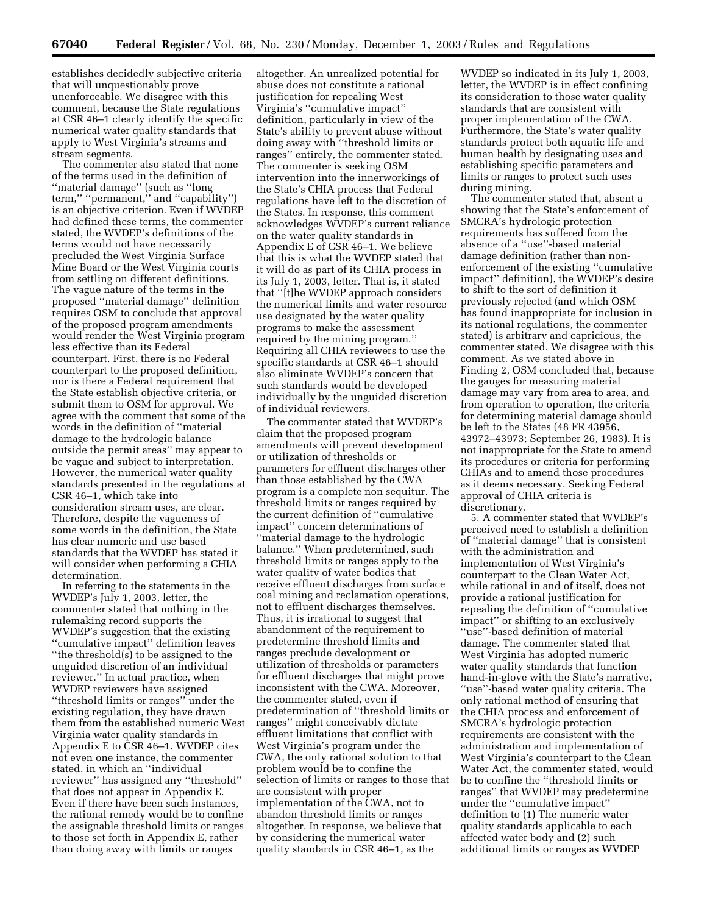establishes decidedly subjective criteria that will unquestionably prove unenforceable. We disagree with this comment, because the State regulations at CSR 46–1 clearly identify the specific numerical water quality standards that apply to West Virginia's streams and stream segments.

The commenter also stated that none of the terms used in the definition of ''material damage'' (such as ''long term,'' ''permanent,'' and ''capability'') is an objective criterion. Even if WVDEP had defined these terms, the commenter stated, the WVDEP's definitions of the terms would not have necessarily precluded the West Virginia Surface Mine Board or the West Virginia courts from settling on different definitions. The vague nature of the terms in the proposed ''material damage'' definition requires OSM to conclude that approval of the proposed program amendments would render the West Virginia program less effective than its Federal counterpart. First, there is no Federal counterpart to the proposed definition, nor is there a Federal requirement that the State establish objective criteria, or submit them to OSM for approval. We agree with the comment that some of the words in the definition of ''material damage to the hydrologic balance outside the permit areas'' may appear to be vague and subject to interpretation. However, the numerical water quality standards presented in the regulations at CSR 46–1, which take into consideration stream uses, are clear. Therefore, despite the vagueness of some words in the definition, the State has clear numeric and use based standards that the WVDEP has stated it will consider when performing a CHIA determination.

In referring to the statements in the WVDEP's July 1, 2003, letter, the commenter stated that nothing in the rulemaking record supports the WVDEP's suggestion that the existing ''cumulative impact'' definition leaves ''the threshold(s) to be assigned to the unguided discretion of an individual reviewer.'' In actual practice, when WVDEP reviewers have assigned ''threshold limits or ranges'' under the existing regulation, they have drawn them from the established numeric West Virginia water quality standards in Appendix E to CSR 46–1. WVDEP cites not even one instance, the commenter stated, in which an ''individual reviewer'' has assigned any ''threshold'' that does not appear in Appendix E. Even if there have been such instances, the rational remedy would be to confine the assignable threshold limits or ranges to those set forth in Appendix E, rather than doing away with limits or ranges altogether. An unrealized potential for abuse does not constitute a rational justification for repealing West Virginia's ''cumulative impact'' definition, particularly in view of the State's ability to prevent abuse without doing away with ''threshold limits or ranges'' entirely, the commenter stated. The commenter is seeking OSM intervention into the innerworkings of the State's CHIA process that Federal regulations have left to the discretion of the States. In response, this comment acknowledges WVDEP's current reliance on the water quality standards in Appendix E of CSR 46–1. We believe that this is what the WVDEP stated that it will do as part of its CHIA process in its July 1, 2003, letter. That is, it stated that ''[t]he WVDEP approach considers the numerical limits and water resource use designated by the water quality programs to make the assessment required by the mining program.'' Requiring all CHIA reviewers to use the specific standards at CSR 46–1 should also eliminate WVDEP's concern that such standards would be developed individually by the unguided discretion of individual reviewers.

The commenter stated that WVDEP's claim that the proposed program amendments will prevent development or utilization of thresholds or parameters for effluent discharges other than those established by the CWA program is a complete non sequitur. The threshold limits or ranges required by the current definition of ''cumulative impact'' concern determinations of ''material damage to the hydrologic balance.'' When predetermined, such threshold limits or ranges apply to the water quality of water bodies that receive effluent discharges from surface coal mining and reclamation operations, not to effluent discharges themselves. Thus, it is irrational to suggest that abandonment of the requirement to predetermine threshold limits and ranges preclude development or utilization of thresholds or parameters for effluent discharges that might prove inconsistent with the CWA. Moreover, the commenter stated, even if predetermination of ''threshold limits or ranges'' might conceivably dictate effluent limitations that conflict with West Virginia's program under the CWA, the only rational solution to that problem would be to confine the selection of limits or ranges to those that are consistent with proper implementation of the CWA, not to abandon threshold limits or ranges altogether. In response, we believe that by considering the numerical water quality standards in CSR 46–1, as the WVDEP so indicated in its July 1, 2003, letter, the WVDEP is in effect confining its consideration to those water quality standards that are consistent with proper implementation of the CWA. Furthermore, the State's water quality standards protect both aquatic life and human health by designating uses and establishing specific parameters and limits or ranges to protect such uses during mining.

The commenter stated that, absent a showing that the State's enforcement of SMCRA's hydrologic protection requirements has suffered from the absence of a ''use''-based material damage definition (rather than non-enforcement of the existing ''cumulative impact'' definition), the WVDEP's desire to shift to the sort of definition it previously rejected (and which OSM has found inappropriate for inclusion in its national regulations, the commenter stated) is arbitrary and capricious, the commenter stated. We disagree with this comment. As we stated above in Finding 2, OSM concluded that, because the gauges for measuring material damage may vary from area to area, and from operation to operation, the criteria for determining material damage should be left to the States (48 FR 43956, 43972–43973; September 26, 1983). It is not inappropriate for the State to amend its procedures or criteria for performing CHIAs and to amend those procedures as it deems necessary. Seeking Federal approval of CHIA criteria is discretionary.

5. A commenter stated that WVDEP's perceived need to establish a definition of ''material damage'' that is consistent with the administration and implementation of West Virginia's counterpart to the Clean Water Act, while rational in and of itself, does not provide a rational justification for repealing the definition of ''cumulative impact'' or shifting to an exclusively ''use''-based definition of material damage. The commenter stated that West Virginia has adopted numeric water quality standards that function hand-in-glove with the State's narrative, ''use''-based water quality criteria. The only rational method of ensuring that the CHIA process and enforcement of SMCRA's hydrologic protection requirements are consistent with the administration and implementation of West Virginia's counterpart to the Clean Water Act, the commenter stated, would be to confine the ''threshold limits or ranges'' that WVDEP may predetermine under the ''cumulative impact'' definition to (1) The numeric water quality standards applicable to each affected water body and (2) such additional limits or ranges as WVDEP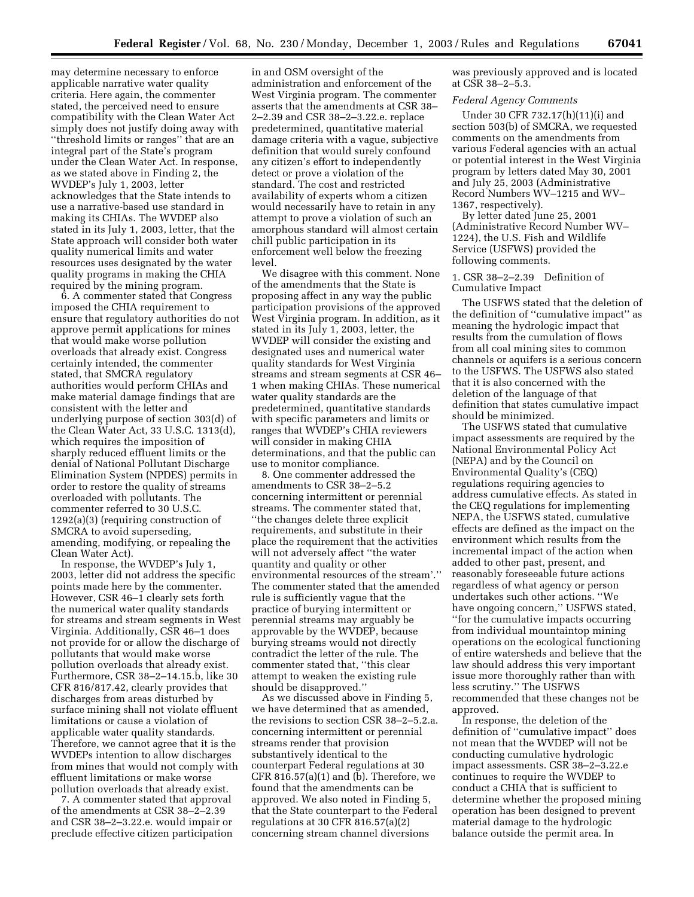may determine necessary to enforce applicable narrative water quality criteria. Here again, the commenter stated, the perceived need to ensure compatibility with the Clean Water Act simply does not justify doing away with ''threshold limits or ranges'' that are an integral part of the State's program under the Clean Water Act. In response, as we stated above in Finding 2, the WVDEP's July 1, 2003, letter acknowledges that the State intends to use a narrative-based use standard in making its CHIAs. The WVDEP also stated in its July 1, 2003, letter, that the State approach will consider both water quality numerical limits and water resources uses designated by the water quality programs in making the CHIA required by the mining program.

6. A commenter stated that Congress imposed the CHIA requirement to ensure that regulatory authorities do not approve permit applications for mines that would make worse pollution overloads that already exist. Congress certainly intended, the commenter stated, that SMCRA regulatory authorities would perform CHIAs and make material damage findings that are consistent with the letter and underlying purpose of section 303(d) of the Clean Water Act, 33 U.S.C. 1313(d), which requires the imposition of sharply reduced effluent limits or the denial of National Pollutant Discharge Elimination System (NPDES) permits in order to restore the quality of streams overloaded with pollutants. The commenter referred to 30 U.S.C. 1292(a)(3) (requiring construction of SMCRA to avoid superseding, amending, modifying, or repealing the Clean Water Act).

In response, the WVDEP's July 1, 2003, letter did not address the specific points made here by the commenter. However, CSR 46–1 clearly sets forth the numerical water quality standards for streams and stream segments in West Virginia. Additionally, CSR 46–1 does not provide for or allow the discharge of pollutants that would make worse pollution overloads that already exist. Furthermore, CSR 38–2–14.15.b, like 30 CFR 816/817.42, clearly provides that discharges from areas disturbed by surface mining shall not violate effluent limitations or cause a violation of applicable water quality standards. Therefore, we cannot agree that it is the WVDEPs intention to allow discharges from mines that would not comply with effluent limitations or make worse pollution overloads that already exist.

7. A commenter stated that approval of the amendments at CSR 38–2–2.39 and CSR 38–2–3.22.e. would impair or preclude effective citizen participation in and OSM oversight of the administration and enforcement of the West Virginia program. The commenter asserts that the amendments at CSR 38–2–2.39 and CSR 38–2–3.22.e. replace predetermined, quantitative material damage criteria with a vague, subjective definition that would surely confound any citizen's effort to independently detect or prove a violation of the standard. The cost and restricted availability of experts whom a citizen would necessarily have to retain in any attempt to prove a violation of such an amorphous standard will almost certain chill public participation in its enforcement well below the freezing level.

We disagree with this comment. None of the amendments that the State is proposing affect in any way the public participation provisions of the approved West Virginia program. In addition, as it stated in its July 1, 2003, letter, the WVDEP will consider the existing and designated uses and numerical water quality standards for West Virginia streams and stream segments at CSR 46–1 when making CHIAs. These numerical water quality standards are the predetermined, quantitative standards with specific parameters and limits or ranges that WVDEP's CHIA reviewers will consider in making CHIA determinations, and that the public can use to monitor compliance.

8. One commenter addressed the amendments to CSR 38–2–5.2 concerning intermittent or perennial streams. The commenter stated that, ''the changes delete three explicit requirements, and substitute in their place the requirement that the activities will not adversely affect ''the water quantity and quality or other environmental resources of the stream'.'' The commenter stated that the amended rule is sufficiently vague that the practice of burying intermittent or perennial streams may arguably be approvable by the WVDEP, because burying streams would not directly contradict the letter of the rule. The commenter stated that, ''this clear attempt to weaken the existing rule should be disapproved.''

As we discussed above in Finding 5, we have determined that as amended, the revisions to section CSR 38–2–5.2.a. concerning intermittent or perennial streams render that provision substantively identical to the counterpart Federal regulations at 30 CFR 816.57(a)(1) and (b). Therefore, we found that the amendments can be approved. We also noted in Finding 5, that the State counterpart to the Federal regulations at 30 CFR 816.57(a)(2) concerning stream channel diversions was previously approved and is located at CSR 38–2–5.3.

*Federal Agency Comments*

Under 30 CFR 732.17(h)(11)(i) and section 503(b) of SMCRA, we requested comments on the amendments from various Federal agencies with an actual or potential interest in the West Virginia program by letters dated May 30, 2001 and July 25, 2003 (Administrative Record Numbers WV–1215 and WV–1367, respectively).

By letter dated June 25, 2001 (Administrative Record Number WV–1224), the U.S. Fish and Wildlife Service (USFWS) provided the following comments.

1. CSR 38–2–2.39 Definition of Cumulative Impact

The USFWS stated that the deletion of the definition of ''cumulative impact'' as meaning the hydrologic impact that results from the cumulation of flows from all coal mining sites to common channels or aquifers is a serious concern to the USFWS. The USFWS also stated that it is also concerned with the deletion of the language of that definition that states cumulative impact should be minimized.

The USFWS stated that cumulative impact assessments are required by the National Environmental Policy Act (NEPA) and by the Council on Environmental Quality's (CEQ) regulations requiring agencies to address cumulative effects. As stated in the CEQ regulations for implementing NEPA, the USFWS stated, cumulative effects are defined as the impact on the environment which results from the incremental impact of the action when added to other past, present, and reasonably foreseeable future actions regardless of what agency or person undertakes such other actions. ''We have ongoing concern,'' USFWS stated, ''for the cumulative impacts occurring from individual mountaintop mining operations on the ecological functioning of entire watersheds and believe that the law should address this very important issue more thoroughly rather than with less scrutiny.'' The USFWS recommended that these changes not be approved.

In response, the deletion of the definition of ''cumulative impact'' does not mean that the WVDEP will not be conducting cumulative hydrologic impact assessments. CSR 38–2–3.22.e continues to require the WVDEP to conduct a CHIA that is sufficient to determine whether the proposed mining operation has been designed to prevent material damage to the hydrologic balance outside the permit area. In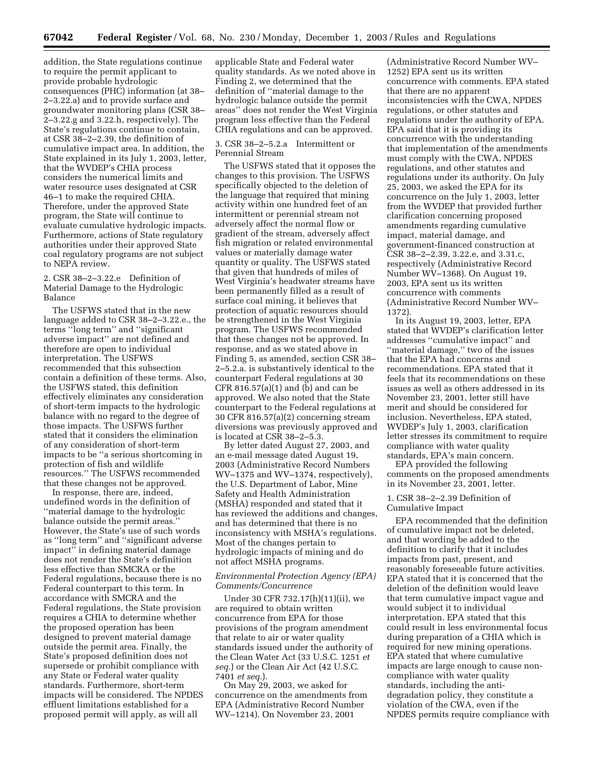addition, the State regulations continue to require the permit applicant to provide probable hydrologic consequences (PHC) information (at 38–2–3.22.a) and to provide surface and groundwater monitoring plans (CSR 38–2–3.22.g and 3.22.h, respectively). The State's regulations continue to contain, at CSR 38–2–2.39, the definition of cumulative impact area. In addition, the State explained in its July 1, 2003, letter, that the WVDEP's CHIA process considers the numerical limits and water resource uses designated at CSR 46–1 to make the required CHIA. Therefore, under the approved State program, the State will continue to evaluate cumulative hydrologic impacts. Furthermore, actions of State regulatory authorities under their approved State coal regulatory programs are not subject to NEPA review.

2. CSR 38–2–3.22.e Definition of Material Damage to the Hydrologic Balance

The USFWS stated that in the new language added to CSR 38–2–3.22.e., the terms ''long term'' and ''significant adverse impact'' are not defined and therefore are open to individual interpretation. The USFWS recommended that this subsection contain a definition of these terms. Also, the USFWS stated, this definition effectively eliminates any consideration of short-term impacts to the hydrologic balance with no regard to the degree of those impacts. The USFWS further stated that it considers the elimination of any consideration of short-term impacts to be ''a serious shortcoming in protection of fish and wildlife resources.'' The USFWS recommended that these changes not be approved.

In response, there are, indeed, undefined words in the definition of ''material damage to the hydrologic balance outside the permit areas.'' However, the State's use of such words as ''long term'' and ''significant adverse impact'' in defining material damage does not render the State's definition less effective than SMCRA or the Federal regulations, because there is no Federal counterpart to this term. In accordance with SMCRA and the Federal regulations, the State provision requires a CHIA to determine whether the proposed operation has been designed to prevent material damage outside the permit area. Finally, the State's proposed definition does not supersede or prohibit compliance with any State or Federal water quality standards. Furthermore, short-term impacts will be considered. The NPDES effluent limitations established for a proposed permit will apply, as will all applicable State and Federal water quality standards. As we noted above in Finding 2, we determined that the definition of ''material damage to the hydrologic balance outside the permit areas'' does not render the West Virginia program less effective than the Federal CHIA regulations and can be approved.

3. CSR 38–2–5.2.a Intermittent or Perennial Stream

The USFWS stated that it opposes the changes to this provision. The USFWS specifically objected to the deletion of the language that required that mining activity within one hundred feet of an intermittent or perennial stream not adversely affect the normal flow or gradient of the stream, adversely affect fish migration or related environmental values or materially damage water quantity or quality. The USFWS stated that given that hundreds of miles of West Virginia's headwater streams have been permanently filled as a result of surface coal mining, it believes that protection of aquatic resources should be strengthened in the West Virginia program. The USFWS recommended that these changes not be approved. In response, and as we stated above in Finding 5, as amended, section CSR 38–2–5.2.a. is substantively identical to the counterpart Federal regulations at 30 CFR 816.57(a)(1) and (b) and can be approved. We also noted that the State counterpart to the Federal regulations at 30 CFR 816.57(a)(2) concerning stream diversions was previously approved and is located at CSR 38–2–5.3.

By letter dated August 27, 2003, and an e-mail message dated August 19, 2003 (Administrative Record Numbers WV–1375 and WV–1374, respectively), the U.S. Department of Labor, Mine Safety and Health Administration (MSHA) responded and stated that it has reviewed the additions and changes, and has determined that there is no inconsistency with MSHA's regulations. Most of the changes pertain to hydrologic impacts of mining and do not affect MSHA programs.

*Environmental Protection Agency (EPA) Comments/Concurrence*

Under 30 CFR 732.17(h)(11)(ii), we are required to obtain written concurrence from EPA for those provisions of the program amendment that relate to air or water quality standards issued under the authority of the Clean Water Act (33 U.S.C. 1251 *et seq.*) or the Clean Air Act (42 U.S.C. 7401 *et seq.*).

On May 29, 2003, we asked for concurrence on the amendments from EPA (Administrative Record Number WV–1214). On November 23, 2001 (Administrative Record Number WV–1252) EPA sent us its written concurrence with comments. EPA stated that there are no apparent inconsistencies with the CWA, NPDES regulations, or other statutes and regulations under the authority of EPA. EPA said that it is providing its concurrence with the understanding that implementation of the amendments must comply with the CWA, NPDES regulations, and other statutes and regulations under its authority. On July 25, 2003, we asked the EPA for its concurrence on the July 1, 2003, letter from the WVDEP that provided further clarification concerning proposed amendments regarding cumulative impact, material damage, and government-financed construction at CSR 38–2–2.39, 3.22.e, and 3.31.c, respectively (Administrative Record Number WV–1368). On August 19, 2003, EPA sent us its written concurrence with comments (Administrative Record Number WV–1372).

In its August 19, 2003, letter, EPA stated that WVDEP's clarification letter addresses ''cumulative impact'' and ''material damage,'' two of the issues that the EPA had concerns and recommendations. EPA stated that it feels that its recommendations on these issues as well as others addressed in its November 23, 2001, letter still have merit and should be considered for inclusion. Nevertheless, EPA stated, WVDEP's July 1, 2003, clarification letter stresses its commitment to require compliance with water quality standards, EPA's main concern.

EPA provided the following comments on the proposed amendments in its November 23, 2001, letter.

1. CSR 38–2–2.39 Definition of Cumulative Impact

EPA recommended that the definition of cumulative impact not be deleted, and that wording be added to the definition to clarify that it includes impacts from past, present, and reasonably foreseeable future activities. EPA stated that it is concerned that the deletion of the definition would leave that term cumulative impact vague and would subject it to individual interpretation. EPA stated that this could result in less environmental focus during preparation of a CHIA which is required for new mining operations. EPA stated that where cumulative impacts are large enough to cause non-compliance with water quality standards, including the anti-degradation policy, they constitute a violation of the CWA, even if the NPDES permits require compliance with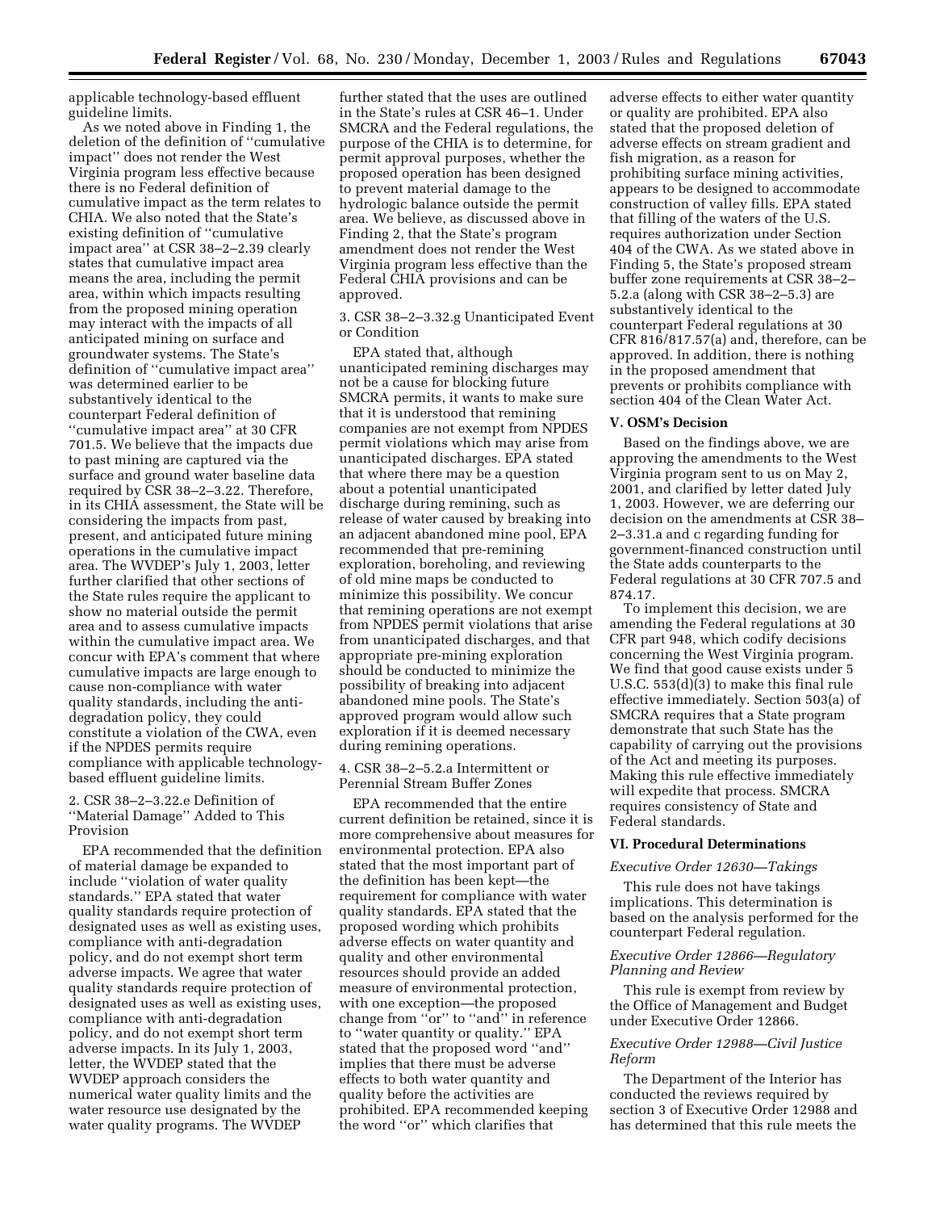applicable technology-based effluent guideline limits.

As we noted above in Finding 1, the deletion of the definition of ''cumulative impact'' does not render the West Virginia program less effective because there is no Federal definition of cumulative impact as the term relates to CHIA. We also noted that the State's existing definition of ''cumulative impact area'' at CSR 38–2–2.39 clearly states that cumulative impact area means the area, including the permit area, within which impacts resulting from the proposed mining operation may interact with the impacts of all anticipated mining on surface and groundwater systems. The State's definition of ''cumulative impact area'' was determined earlier to be substantively identical to the counterpart Federal definition of ''cumulative impact area'' at 30 CFR 701.5. We believe that the impacts due to past mining are captured via the surface and ground water baseline data required by CSR 38–2–3.22. Therefore, in its CHIA assessment, the State will be considering the impacts from past, present, and anticipated future mining operations in the cumulative impact area. The WVDEP's July 1, 2003, letter further clarified that other sections of the State rules require the applicant to show no material outside the permit area and to assess cumulative impacts within the cumulative impact area. We concur with EPA's comment that where cumulative impacts are large enough to cause non-compliance with water quality standards, including the anti-degradation policy, they could constitute a violation of the CWA, even if the NPDES permits require compliance with applicable technology-based effluent guideline limits.

2. CSR 38–2–3.22.e Definition of ''Material Damage'' Added to This Provision

EPA recommended that the definition of material damage be expanded to include ''violation of water quality standards.'' EPA stated that water quality standards require protection of designated uses as well as existing uses, compliance with anti-degradation policy, and do not exempt short term adverse impacts. We agree that water quality standards require protection of designated uses as well as existing uses, compliance with anti-degradation policy, and do not exempt short term adverse impacts. In its July 1, 2003, letter, the WVDEP stated that the WVDEP approach considers the numerical water quality limits and the water resource use designated by the water quality programs. The WVDEP further stated that the uses are outlined in the State's rules at CSR 46–1. Under SMCRA and the Federal regulations, the purpose of the CHIA is to determine, for permit approval purposes, whether the proposed operation has been designed to prevent material damage to the hydrologic balance outside the permit area. We believe, as discussed above in Finding 2, that the State's program amendment does not render the West Virginia program less effective than the Federal CHIA provisions and can be approved.

3. CSR 38–2–3.32.g Unanticipated Event or Condition

EPA stated that, although unanticipated remining discharges may not be a cause for blocking future SMCRA permits, it wants to make sure that it is understood that remining companies are not exempt from NPDES permit violations which may arise from unanticipated discharges. EPA stated that where there may be a question about a potential unanticipated discharge during remining, such as release of water caused by breaking into an adjacent abandoned mine pool, EPA recommended that pre-remining exploration, boreholing, and reviewing of old mine maps be conducted to minimize this possibility. We concur that remining operations are not exempt from NPDES permit violations that arise from unanticipated discharges, and that appropriate pre-mining exploration should be conducted to minimize the possibility of breaking into adjacent abandoned mine pools. The State's approved program would allow such exploration if it is deemed necessary during remining operations.

4. CSR 38–2–5.2.a Intermittent or Perennial Stream Buffer Zones

EPA recommended that the entire current definition be retained, since it is more comprehensive about measures for environmental protection. EPA also stated that the most important part of the definition has been kept—the requirement for compliance with water quality standards. EPA stated that the proposed wording which prohibits adverse effects on water quantity and quality and other environmental resources should provide an added measure of environmental protection, with one exception—the proposed change from ''or'' to ''and'' in reference to ''water quantity or quality.'' EPA stated that the proposed word ''and'' implies that there must be adverse effects to both water quantity and quality before the activities are prohibited. EPA recommended keeping the word ''or'' which clarifies that adverse effects to either water quantity or quality are prohibited. EPA also stated that the proposed deletion of adverse effects on stream gradient and fish migration, as a reason for prohibiting surface mining activities, appears to be designed to accommodate construction of valley fills. EPA stated that filling of the waters of the U.S. requires authorization under Section 404 of the CWA. As we stated above in Finding 5, the State's proposed stream buffer zone requirements at CSR 38–2–5.2.a (along with CSR 38–2–5.3) are substantively identical to the counterpart Federal regulations at 30 CFR 816/817.57(a) and, therefore, can be approved. In addition, there is nothing in the proposed amendment that prevents or prohibits compliance with section 404 of the Clean Water Act.

## V. OSM's Decision

Based on the findings above, we are approving the amendments to the West Virginia program sent to us on May 2, 2001, and clarified by letter dated July 1, 2003. However, we are deferring our decision on the amendments at CSR 38–2–3.31.a and c regarding funding for government-financed construction until the State adds counterparts to the Federal regulations at 30 CFR 707.5 and 874.17.

To implement this decision, we are amending the Federal regulations at 30 CFR part 948, which codify decisions concerning the West Virginia program. We find that good cause exists under 5 U.S.C. 553(d)(3) to make this final rule effective immediately. Section 503(a) of SMCRA requires that a State program demonstrate that such State has the capability of carrying out the provisions of the Act and meeting its purposes. Making this rule effective immediately will expedite that process. SMCRA requires consistency of State and Federal standards.

## VI. Procedural Determinations

*Executive Order 12630—Takings*

This rule does not have takings implications. This determination is based on the analysis performed for the counterpart Federal regulation.

*Executive Order 12866—Regulatory Planning and Review*

This rule is exempt from review by the Office of Management and Budget under Executive Order 12866.

*Executive Order 12988—Civil Justice Reform*

The Department of the Interior has conducted the reviews required by section 3 of Executive Order 12988 and has determined that this rule meets the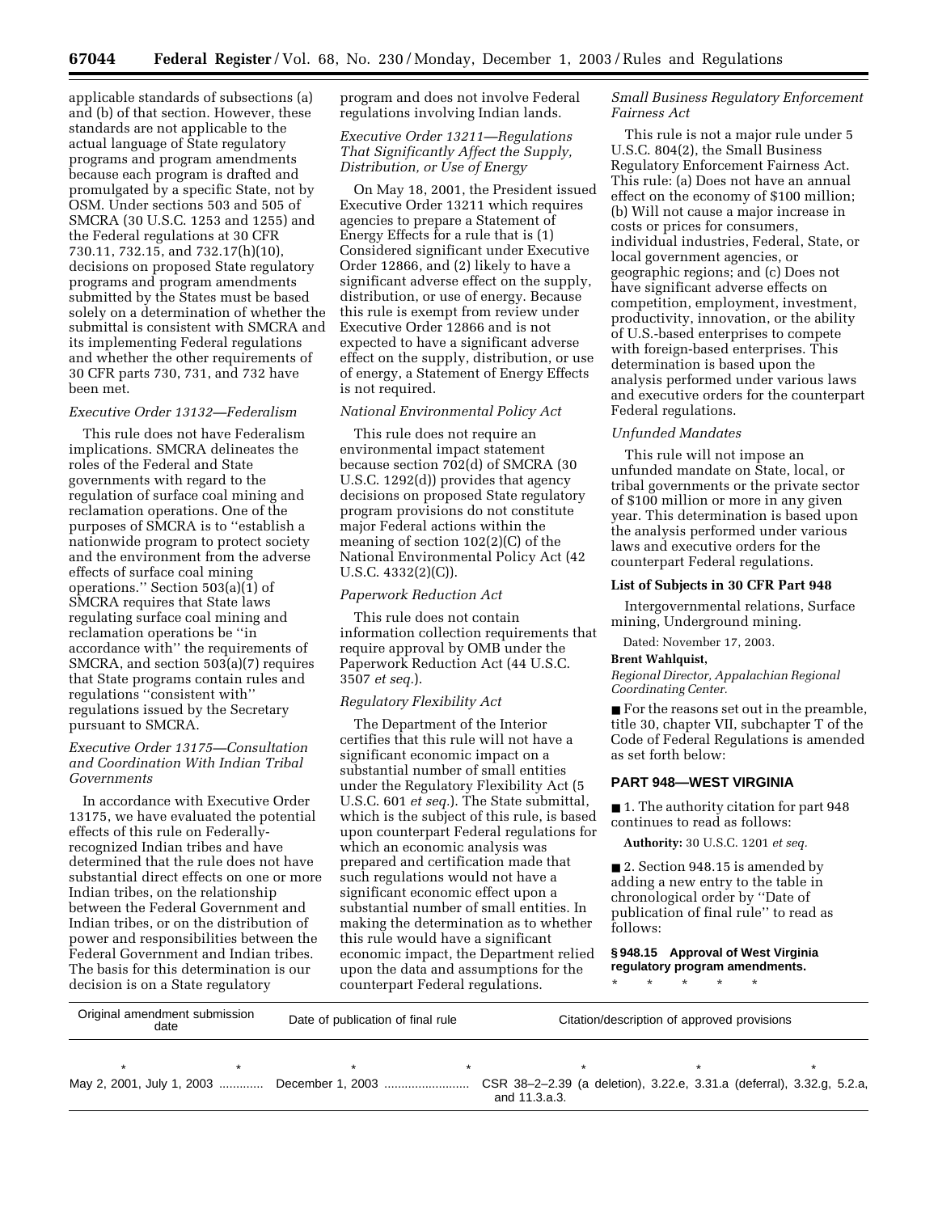applicable standards of subsections (a) and (b) of that section. However, these standards are not applicable to the actual language of State regulatory programs and program amendments because each program is drafted and promulgated by a specific State, not by OSM. Under sections 503 and 505 of SMCRA (30 U.S.C. 1253 and 1255) and the Federal regulations at 30 CFR 730.11, 732.15, and 732.17(h)(10), decisions on proposed State regulatory programs and program amendments submitted by the States must be based solely on a determination of whether the submittal is consistent with SMCRA and its implementing Federal regulations and whether the other requirements of 30 CFR parts 730, 731, and 732 have been met.

*Executive Order 13132—Federalism*

This rule does not have Federalism implications. SMCRA delineates the roles of the Federal and State governments with regard to the regulation of surface coal mining and reclamation operations. One of the purposes of SMCRA is to ''establish a nationwide program to protect society and the environment from the adverse effects of surface coal mining operations.'' Section 503(a)(1) of SMCRA requires that State laws regulating surface coal mining and reclamation operations be ''in accordance with'' the requirements of SMCRA, and section 503(a)(7) requires that State programs contain rules and regulations ''consistent with'' regulations issued by the Secretary pursuant to SMCRA.

*Executive Order 13175—Consultation and Coordination With Indian Tribal Governments*

In accordance with Executive Order 13175, we have evaluated the potential effects of this rule on Federally-recognized Indian tribes and have determined that the rule does not have substantial direct effects on one or more Indian tribes, on the relationship between the Federal Government and Indian tribes, or on the distribution of power and responsibilities between the Federal Government and Indian tribes. The basis for this determination is our decision is on a State regulatory program and does not involve Federal regulations involving Indian lands.

*Executive Order 13211—Regulations That Significantly Affect the Supply, Distribution, or Use of Energy*

On May 18, 2001, the President issued Executive Order 13211 which requires agencies to prepare a Statement of Energy Effects for a rule that is (1) Considered significant under Executive Order 12866, and (2) likely to have a significant adverse effect on the supply, distribution, or use of energy. Because this rule is exempt from review under Executive Order 12866 and is not expected to have a significant adverse effect on the supply, distribution, or use of energy, a Statement of Energy Effects is not required.

*National Environmental Policy Act*

This rule does not require an environmental impact statement because section 702(d) of SMCRA (30 U.S.C. 1292(d)) provides that agency decisions on proposed State regulatory program provisions do not constitute major Federal actions within the meaning of section 102(2)(C) of the National Environmental Policy Act (42 U.S.C. 4332(2)(C)).

*Paperwork Reduction Act*

This rule does not contain information collection requirements that require approval by OMB under the Paperwork Reduction Act (44 U.S.C. 3507 *et seq.*).

*Regulatory Flexibility Act*

The Department of the Interior certifies that this rule will not have a significant economic impact on a substantial number of small entities under the Regulatory Flexibility Act (5 U.S.C. 601 *et seq.*). The State submittal, which is the subject of this rule, is based upon counterpart Federal regulations for which an economic analysis was prepared and certification made that such regulations would not have a significant economic effect upon a substantial number of small entities. In making the determination as to whether this rule would have a significant economic impact, the Department relied upon the data and assumptions for the counterpart Federal regulations.

*Small Business Regulatory Enforcement Fairness Act*

This rule is not a major rule under 5 U.S.C. 804(2), the Small Business Regulatory Enforcement Fairness Act. This rule: (a) Does not have an annual effect on the economy of $100 million; (b) Will not cause a major increase in costs or prices for consumers, individual industries, Federal, State, or local government agencies, or geographic regions; and (c) Does not have significant adverse effects on competition, employment, investment, productivity, innovation, or the ability of U.S.-based enterprises to compete with foreign-based enterprises. This determination is based upon the analysis performed under various laws and executive orders for the counterpart Federal regulations.

*Unfunded Mandates*

This rule will not impose an unfunded mandate on State, local, or tribal governments or the private sector of $100 million or more in any given year. This determination is based upon the analysis performed under various laws and executive orders for the counterpart Federal regulations.

**List of Subjects in 30 CFR Part 948**

Intergovernmental relations, Surface mining, Underground mining.

Dated: November 17, 2003.

**Brent Wahlquist,**

*Regional Director, Appalachian Regional Coordinating Center.*

■ For the reasons set out in the preamble, title 30, chapter VII, subchapter T of the Code of Federal Regulations is amended as set forth below:

## PART 948—WEST VIRGINIA

■ 1. The authority citation for part 948 continues to read as follows:

**Authority:** 30 U.S.C. 1201 *et seq.*

■ 2. Section 948.15 is amended by adding a new entry to the table in chronological order by ''Date of publication of final rule'' to read as follows:

**§ 948.15 Approval of West Virginia regulatory program amendments.**

\* \* \* \* \*

| Original amendment submission date | Date of publication of final rule | Citation/description of approved provisions |
|---|---|---|
| \* \* | \* \* | \* \* \* |
| May 2, 2001, July 1, 2003 | December 1, 2003 | CSR 38–2–2.39 (a deletion), 3.22.e, 3.31.a (deferral), 3.32.g, 5.2.a, and 11.3.a.3. |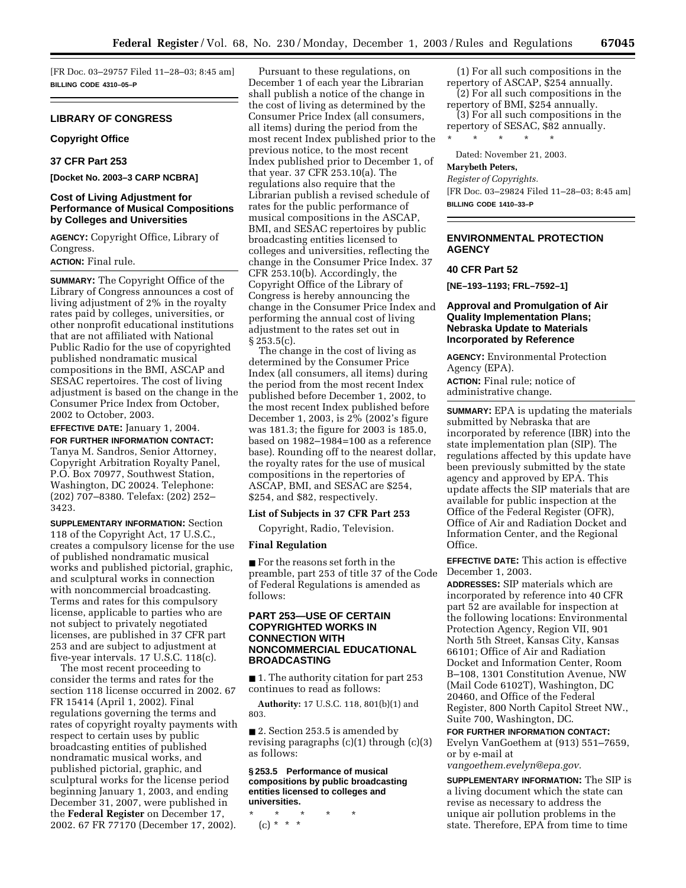[FR Doc. 03–29757 Filed 11–28–03; 8:45 am]

**BILLING CODE 4310–05–P**

## LIBRARY OF CONGRESS

### Copyright Office

### 37 CFR Part 253

**[Docket No. 2003–3 CARP NCBRA]**

### Cost of Living Adjustment for Performance of Musical Compositions by Colleges and Universities

**AGENCY:** Copyright Office, Library of Congress.

**ACTION:** Final rule.

**SUMMARY:** The Copyright Office of the Library of Congress announces a cost of living adjustment of 2% in the royalty rates paid by colleges, universities, or other nonprofit educational institutions that are not affiliated with National Public Radio for the use of copyrighted published nondramatic musical compositions in the BMI, ASCAP and SESAC repertoires. The cost of living adjustment is based on the change in the Consumer Price Index from October, 2002 to October, 2003.

**EFFECTIVE DATE:** January 1, 2004.

**FOR FURTHER INFORMATION CONTACT:** Tanya M. Sandros, Senior Attorney, Copyright Arbitration Royalty Panel, P.O. Box 70977, Southwest Station, Washington, DC 20024. Telephone: (202) 707–8380. Telefax: (202) 252–3423.

**SUPPLEMENTARY INFORMATION:** Section 118 of the Copyright Act, 17 U.S.C., creates a compulsory license for the use of published nondramatic musical works and published pictorial, graphic, and sculptural works in connection with noncommercial broadcasting. Terms and rates for this compulsory license, applicable to parties who are not subject to privately negotiated licenses, are published in 37 CFR part 253 and are subject to adjustment at five-year intervals. 17 U.S.C. 118(c).

The most recent proceeding to consider the terms and rates for the section 118 license occurred in 2002. 67 FR 15414 (April 1, 2002). Final regulations governing the terms and rates of copyright royalty payments with respect to certain uses by public broadcasting entities of published nondramatic musical works, and published pictorial, graphic, and sculptural works for the license period beginning January 1, 2003, and ending December 31, 2007, were published in the **Federal Register** on December 17, 2002. 67 FR 77170 (December 17, 2002).

Pursuant to these regulations, on December 1 of each year the Librarian shall publish a notice of the change in the cost of living as determined by the Consumer Price Index (all consumers, all items) during the period from the most recent Index published prior to the previous notice, to the most recent Index published prior to December 1, of that year. 37 CFR 253.10(a). The regulations also require that the Librarian publish a revised schedule of rates for the public performance of musical compositions in the ASCAP, BMI, and SESAC repertoires by public broadcasting entities licensed to colleges and universities, reflecting the change in the Consumer Price Index. 37 CFR 253.10(b). Accordingly, the Copyright Office of the Library of Congress is hereby announcing the change in the Consumer Price Index and performing the annual cost of living adjustment to the rates set out in § 253.5(c).

The change in the cost of living as determined by the Consumer Price Index (all consumers, all items) during the period from the most recent Index published before December 1, 2002, to the most recent Index published before December 1, 2003, is 2% (2002's figure was 181.3; the figure for 2003 is 185.0, based on 1982–1984=100 as a reference base). Rounding off to the nearest dollar, the royalty rates for the use of musical compositions in the repertories of ASCAP, BMI, and SESAC are $254, $254, and $82, respectively.

**List of Subjects in 37 CFR Part 253**

Copyright, Radio, Television.

**Final Regulation**

■ For the reasons set forth in the preamble, part 253 of title 37 of the Code of Federal Regulations is amended as follows:

### PART 253—USE OF CERTAIN COPYRIGHTED WORKS IN CONNECTION WITH NONCOMMERCIAL EDUCATIONAL BROADCASTING

■ 1. The authority citation for part 253 continues to read as follows:

**Authority:** 17 U.S.C. 118, 801(b)(1) and 803.

■ 2. Section 253.5 is amended by revising paragraphs (c)(1) through (c)(3) as follows:

**§ 253.5 Performance of musical compositions by public broadcasting entities licensed to colleges and universities.**

\* \* \* \* \*

(c) \* \* \*

(1) For all such compositions in the repertory of ASCAP, $254 annually.

(2) For all such compositions in the repertory of BMI, $254 annually.

(3) For all such compositions in the repertory of SESAC, $82 annually.

\* \* \* \* \*

Dated: November 21, 2003.

**Marybeth Peters,**

*Register of Copyrights.*

[FR Doc. 03–29824 Filed 11–28–03; 8:45 am]

**BILLING CODE 1410–33–P**

## ENVIRONMENTAL PROTECTION AGENCY

### 40 CFR Part 52

**[NE–193–1193; FRL–7592–1]**

### Approval and Promulgation of Air Quality Implementation Plans; Nebraska Update to Materials Incorporated by Reference

**AGENCY:** Environmental Protection Agency (EPA).

**ACTION:** Final rule; notice of administrative change.

**SUMMARY:** EPA is updating the materials submitted by Nebraska that are incorporated by reference (IBR) into the state implementation plan (SIP). The regulations affected by this update have been previously submitted by the state agency and approved by EPA. This update affects the SIP materials that are available for public inspection at the Office of the Federal Register (OFR), Office of Air and Radiation Docket and Information Center, and the Regional Office.

**EFFECTIVE DATE:** This action is effective December 1, 2003.

**ADDRESSES:** SIP materials which are incorporated by reference into 40 CFR part 52 are available for inspection at the following locations: Environmental Protection Agency, Region VII, 901 North 5th Street, Kansas City, Kansas 66101; Office of Air and Radiation Docket and Information Center, Room B–108, 1301 Constitution Avenue, NW (Mail Code 6102T), Washington, DC 20460, and Office of the Federal Register, 800 North Capitol Street NW., Suite 700, Washington, DC.

**FOR FURTHER INFORMATION CONTACT:** Evelyn VanGoethem at (913) 551–7659, or by e-mail at *vangoethem.evelyn@epa.gov.*

**SUPPLEMENTARY INFORMATION:** The SIP is a living document which the state can revise as necessary to address the unique air pollution problems in the state. Therefore, EPA from time to time